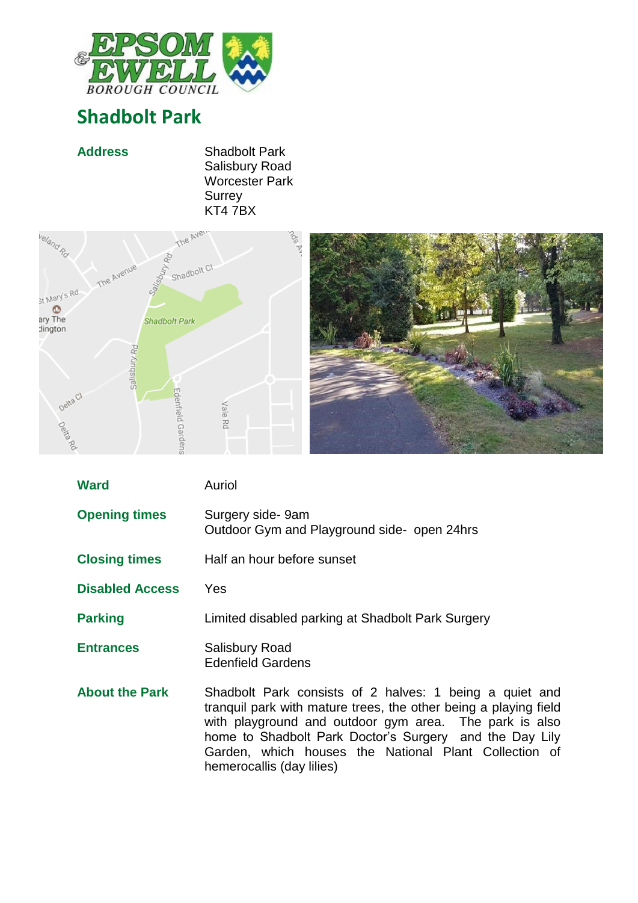# Shadbolt Park

| | |
|---|---|
| **Address** | Shadbolt Park<br>Salisbury Road<br>Worcester Park<br>Surrey<br>KT4 7BX |
| **Ward** | Auriol |
| **Opening times** | Surgery side- 9am<br>Outdoor Gym and Playground side- open 24hrs |
| **Closing times** | Half an hour before sunset |
| **Disabled Access** | Yes |
| **Parking** | Limited disabled parking at Shadbolt Park Surgery |
| **Entrances** | Salisbury Road<br>Edenfield Gardens |
| **About the Park** | Shadbolt Park consists of 2 halves: 1 being a quiet and tranquil park with mature trees, the other being a playing field with playground and outdoor gym area. The park is also home to Shadbolt Park Doctor's Surgery and the Day Lily Garden, which houses the National Plant Collection of hemerocallis (day lilies) |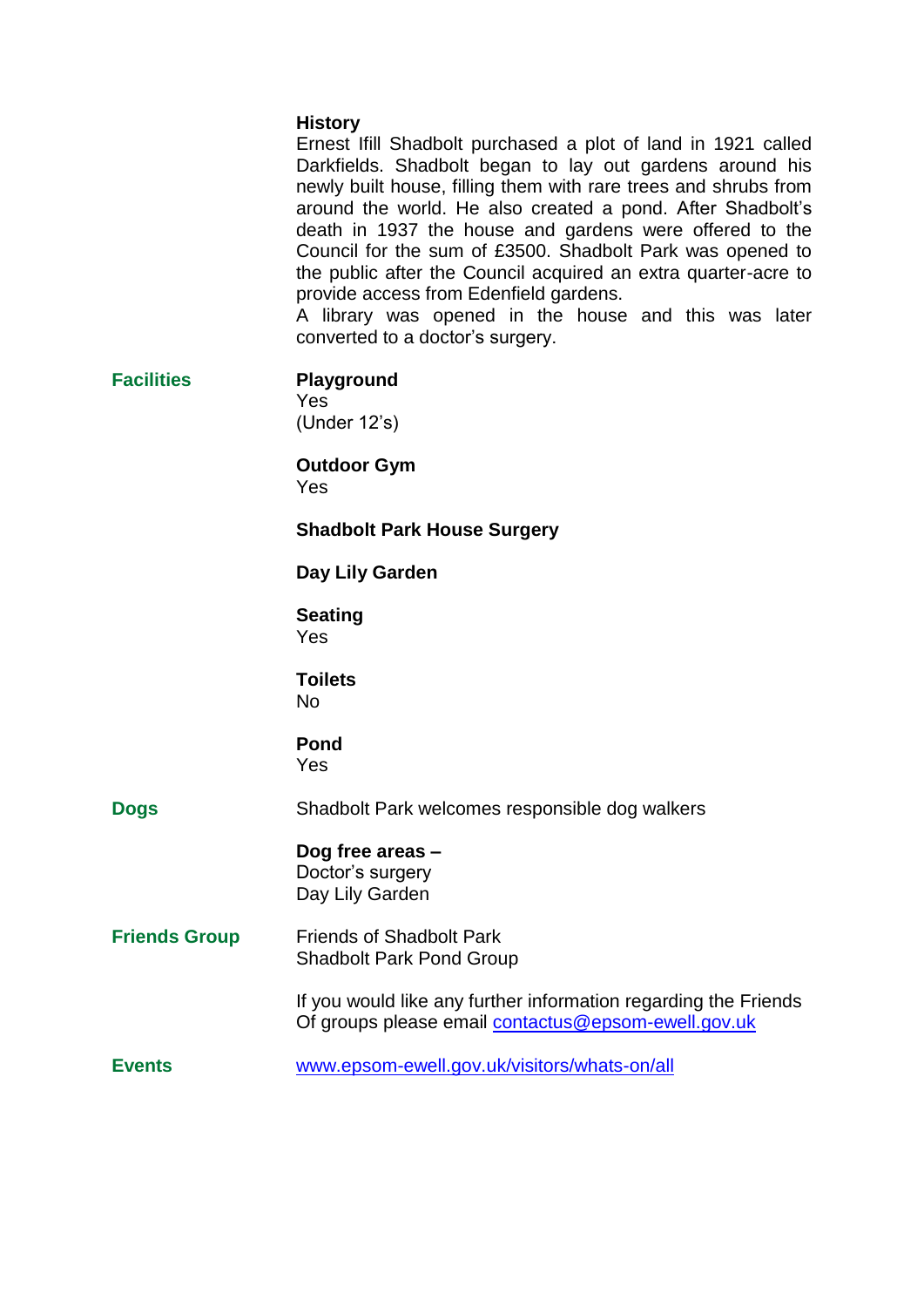**History**
Ernest Ifill Shadbolt purchased a plot of land in 1921 called Darkfields. Shadbolt began to lay out gardens around his newly built house, filling them with rare trees and shrubs from around the world. He also created a pond. After Shadbolt's death in 1937 the house and gardens were offered to the Council for the sum of £3500. Shadbolt Park was opened to the public after the Council acquired an extra quarter-acre to provide access from Edenfield gardens.
A library was opened in the house and this was later converted to a doctor's surgery.

**Facilities**

**Playground**
Yes
(Under 12's)

**Outdoor Gym**
Yes

**Shadbolt Park House Surgery**

**Day Lily Garden**

**Seating**
Yes

**Toilets**
No

**Pond**
Yes

**Dogs**

Shadbolt Park welcomes responsible dog walkers

**Dog free areas –**
Doctor's surgery
Day Lily Garden

**Friends Group**

Friends of Shadbolt Park
Shadbolt Park Pond Group

If you would like any further information regarding the Friends Of groups please email contactus@epsom-ewell.gov.uk

**Events**

www.epsom-ewell.gov.uk/visitors/whats-on/all